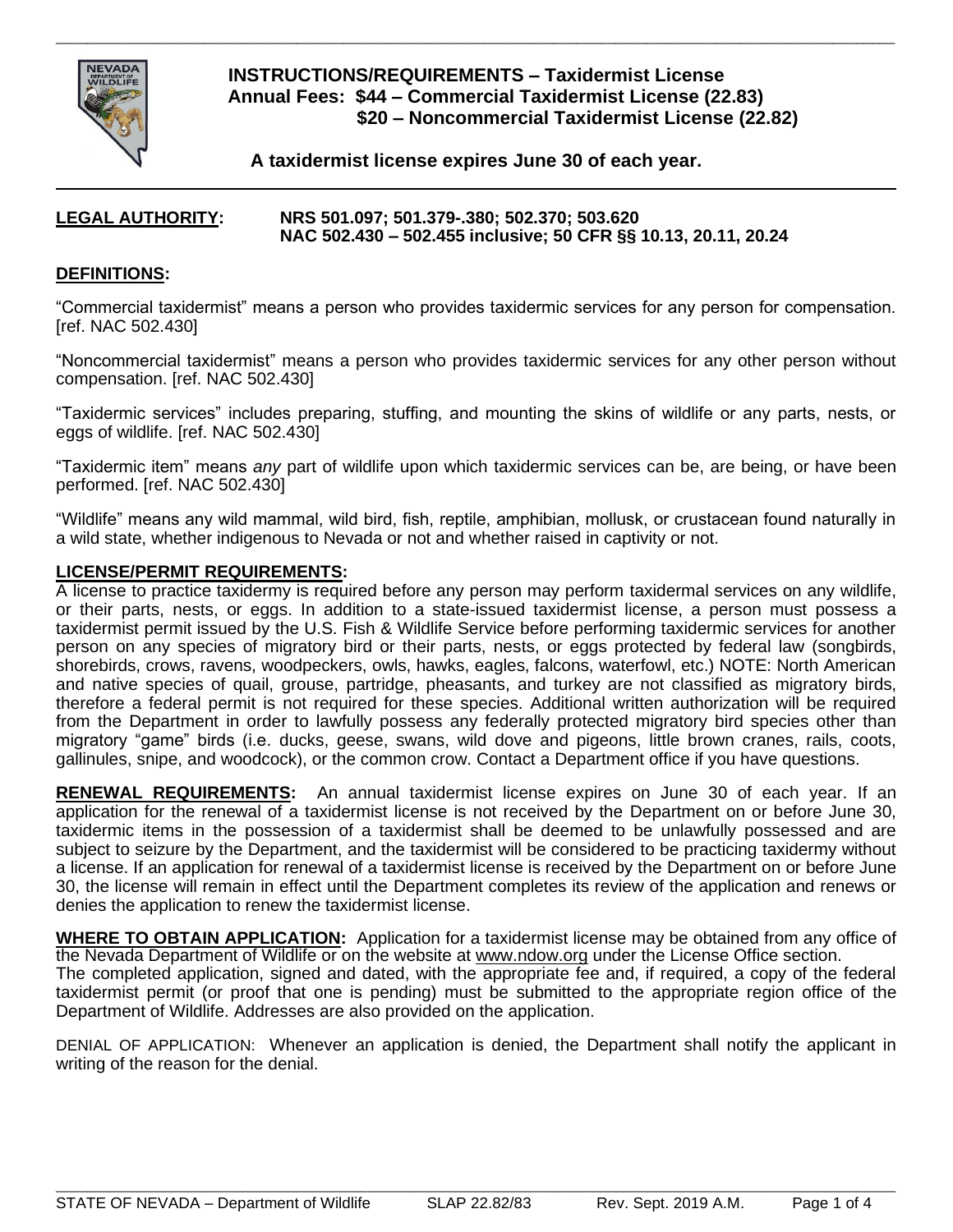# INSTRUCTIONS/REQUIREMENTS – Taxidermist License

**Annual Fees: $44 – Commercial Taxidermist License (22.83)**
**$20 – Noncommercial Taxidermist License (22.82)**

**A taxidermist license expires June 30 of each year.**

**LEGAL AUTHORITY:** **NRS 501.097; 501.379-.380; 502.370; 503.620**
**NAC 502.430 – 502.455 inclusive; 50 CFR §§ 10.13, 20.11, 20.24**

## DEFINITIONS:

"Commercial taxidermist" means a person who provides taxidermic services for any person for compensation. [ref. NAC 502.430]

"Noncommercial taxidermist" means a person who provides taxidermic services for any other person without compensation. [ref. NAC 502.430]

"Taxidermic services" includes preparing, stuffing, and mounting the skins of wildlife or any parts, nests, or eggs of wildlife. [ref. NAC 502.430]

"Taxidermic item" means *any* part of wildlife upon which taxidermic services can be, are being, or have been performed. [ref. NAC 502.430]

"Wildlife" means any wild mammal, wild bird, fish, reptile, amphibian, mollusk, or crustacean found naturally in a wild state, whether indigenous to Nevada or not and whether raised in captivity or not.

## LICENSE/PERMIT REQUIREMENTS:

A license to practice taxidermy is required before any person may perform taxidermal services on any wildlife, or their parts, nests, or eggs. In addition to a state-issued taxidermist license, a person must possess a taxidermist permit issued by the U.S. Fish & Wildlife Service before performing taxidermic services for another person on any species of migratory bird or their parts, nests, or eggs protected by federal law (songbirds, shorebirds, crows, ravens, woodpeckers, owls, hawks, eagles, falcons, waterfowl, etc.) NOTE: North American and native species of quail, grouse, partridge, pheasants, and turkey are not classified as migratory birds, therefore a federal permit is not required for these species. Additional written authorization will be required from the Department in order to lawfully possess any federally protected migratory bird species other than migratory "game" birds (i.e. ducks, geese, swans, wild dove and pigeons, little brown cranes, rails, coots, gallinules, snipe, and woodcock), or the common crow. Contact a Department office if you have questions.

**RENEWAL REQUIREMENTS:** An annual taxidermist license expires on June 30 of each year. If an application for the renewal of a taxidermist license is not received by the Department on or before June 30, taxidermic items in the possession of a taxidermist shall be deemed to be unlawfully possessed and are subject to seizure by the Department, and the taxidermist will be considered to be practicing taxidermy without a license. If an application for renewal of a taxidermist license is received by the Department on or before June 30, the license will remain in effect until the Department completes its review of the application and renews or denies the application to renew the taxidermist license.

**WHERE TO OBTAIN APPLICATION:** Application for a taxidermist license may be obtained from any office of the Nevada Department of Wildlife or on the website at www.ndow.org under the License Office section.
The completed application, signed and dated, with the appropriate fee and, if required, a copy of the federal taxidermist permit (or proof that one is pending) must be submitted to the appropriate region office of the Department of Wildlife. Addresses are also provided on the application.

DENIAL OF APPLICATION: Whenever an application is denied, the Department shall notify the applicant in writing of the reason for the denial.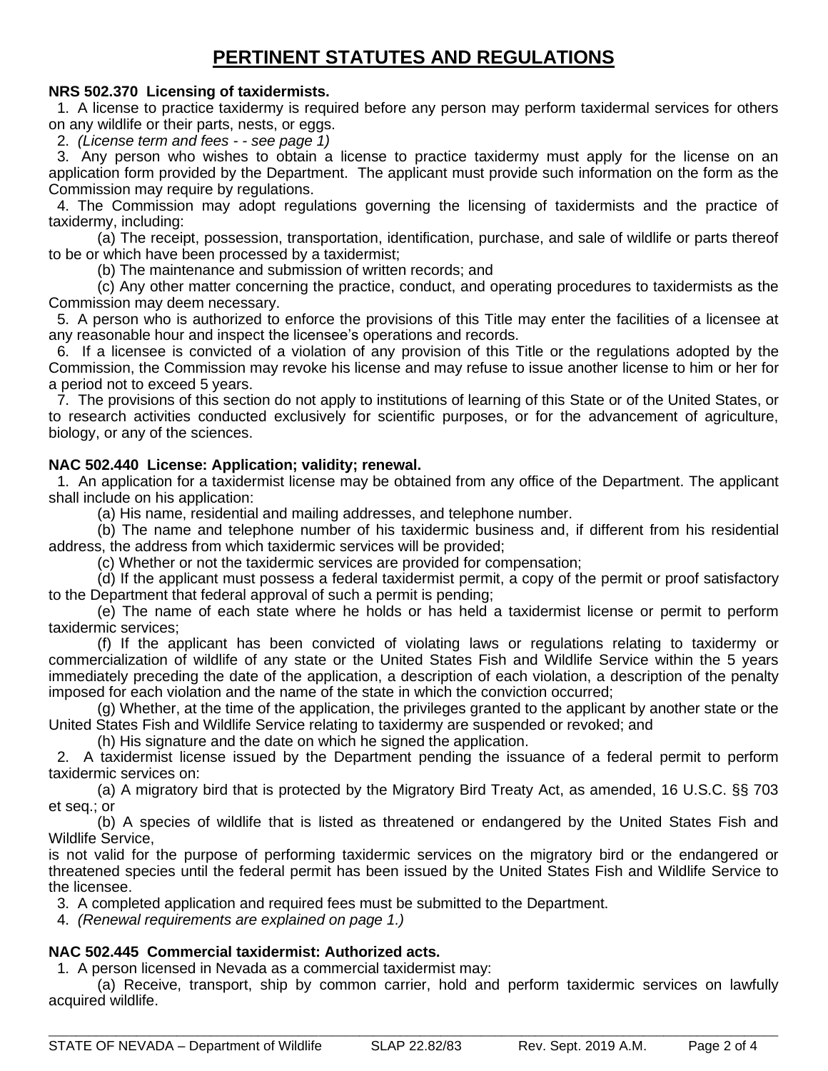# PERTINENT STATUTES AND REGULATIONS

**NRS 502.370 Licensing of taxidermists.**

1. A license to practice taxidermy is required before any person may perform taxidermal services for others on any wildlife or their parts, nests, or eggs.
2. *(License term and fees - - see page 1)*
3. Any person who wishes to obtain a license to practice taxidermy must apply for the license on an application form provided by the Department. The applicant must provide such information on the form as the Commission may require by regulations.
4. The Commission may adopt regulations governing the licensing of taxidermists and the practice of taxidermy, including:
   (a) The receipt, possession, transportation, identification, purchase, and sale of wildlife or parts thereof to be or which have been processed by a taxidermist;
   (b) The maintenance and submission of written records; and
   (c) Any other matter concerning the practice, conduct, and operating procedures to taxidermists as the Commission may deem necessary.
5. A person who is authorized to enforce the provisions of this Title may enter the facilities of a licensee at any reasonable hour and inspect the licensee's operations and records.
6. If a licensee is convicted of a violation of any provision of this Title or the regulations adopted by the Commission, the Commission may revoke his license and may refuse to issue another license to him or her for a period not to exceed 5 years.
7. The provisions of this section do not apply to institutions of learning of this State or of the United States, or to research activities conducted exclusively for scientific purposes, or for the advancement of agriculture, biology, or any of the sciences.

**NAC 502.440 License: Application; validity; renewal.**

1. An application for a taxidermist license may be obtained from any office of the Department. The applicant shall include on his application:
   (a) His name, residential and mailing addresses, and telephone number.
   (b) The name and telephone number of his taxidermic business and, if different from his residential address, the address from which taxidermic services will be provided;
   (c) Whether or not the taxidermic services are provided for compensation;
   (d) If the applicant must possess a federal taxidermist permit, a copy of the permit or proof satisfactory to the Department that federal approval of such a permit is pending;
   (e) The name of each state where he holds or has held a taxidermist license or permit to perform taxidermic services;
   (f) If the applicant has been convicted of violating laws or regulations relating to taxidermy or commercialization of wildlife of any state or the United States Fish and Wildlife Service within the 5 years immediately preceding the date of the application, a description of each violation, a description of the penalty imposed for each violation and the name of the state in which the conviction occurred;
   (g) Whether, at the time of the application, the privileges granted to the applicant by another state or the United States Fish and Wildlife Service relating to taxidermy are suspended or revoked; and
   (h) His signature and the date on which he signed the application.
2. A taxidermist license issued by the Department pending the issuance of a federal permit to perform taxidermic services on:
   (a) A migratory bird that is protected by the Migratory Bird Treaty Act, as amended, 16 U.S.C. §§ 703 et seq.; or
   (b) A species of wildlife that is listed as threatened or endangered by the United States Fish and Wildlife Service,

   is not valid for the purpose of performing taxidermic services on the migratory bird or the endangered or threatened species until the federal permit has been issued by the United States Fish and Wildlife Service to the licensee.
3. A completed application and required fees must be submitted to the Department.
4. *(Renewal requirements are explained on page 1.)*

**NAC 502.445 Commercial taxidermist: Authorized acts.**

1. A person licensed in Nevada as a commercial taxidermist may:
   (a) Receive, transport, ship by common carrier, hold and perform taxidermic services on lawfully acquired wildlife.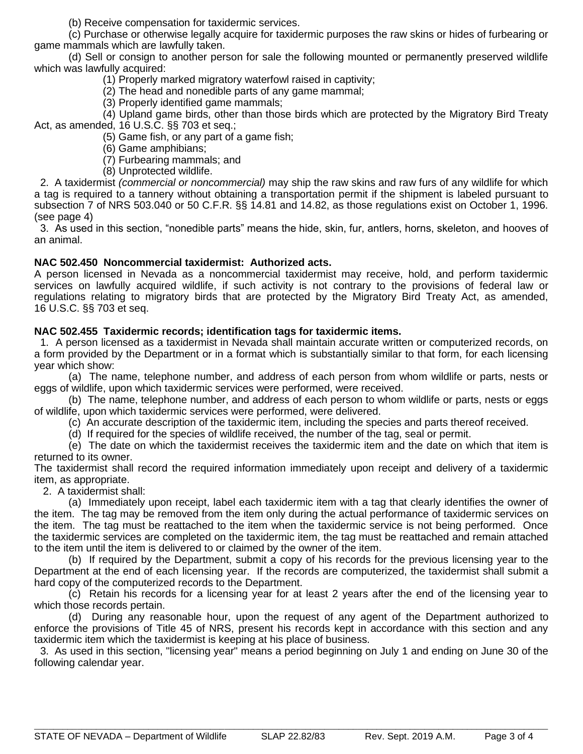(b) Receive compensation for taxidermic services.

(c) Purchase or otherwise legally acquire for taxidermic purposes the raw skins or hides of furbearing or game mammals which are lawfully taken.

(d) Sell or consign to another person for sale the following mounted or permanently preserved wildlife which was lawfully acquired:

(1) Properly marked migratory waterfowl raised in captivity;

(2) The head and nonedible parts of any game mammal;

(3) Properly identified game mammals;

(4) Upland game birds, other than those birds which are protected by the Migratory Bird Treaty Act, as amended, 16 U.S.C. §§ 703 et seq.;

(5) Game fish, or any part of a game fish;

(6) Game amphibians;

(7) Furbearing mammals; and

(8) Unprotected wildlife.

2. A taxidermist *(commercial or noncommercial)* may ship the raw skins and raw furs of any wildlife for which a tag is required to a tannery without obtaining a transportation permit if the shipment is labeled pursuant to subsection 7 of NRS 503.040 or 50 C.F.R. §§ 14.81 and 14.82, as those regulations exist on October 1, 1996. (see page 4)

3. As used in this section, "nonedible parts" means the hide, skin, fur, antlers, horns, skeleton, and hooves of an animal.

**NAC 502.450 Noncommercial taxidermist: Authorized acts.**

A person licensed in Nevada as a noncommercial taxidermist may receive, hold, and perform taxidermic services on lawfully acquired wildlife, if such activity is not contrary to the provisions of federal law or regulations relating to migratory birds that are protected by the Migratory Bird Treaty Act, as amended, 16 U.S.C. §§ 703 et seq.

**NAC 502.455 Taxidermic records; identification tags for taxidermic items.**

1. A person licensed as a taxidermist in Nevada shall maintain accurate written or computerized records, on a form provided by the Department or in a format which is substantially similar to that form, for each licensing year which show:

(a) The name, telephone number, and address of each person from whom wildlife or parts, nests or eggs of wildlife, upon which taxidermic services were performed, were received.

(b) The name, telephone number, and address of each person to whom wildlife or parts, nests or eggs of wildlife, upon which taxidermic services were performed, were delivered.

(c) An accurate description of the taxidermic item, including the species and parts thereof received.

(d) If required for the species of wildlife received, the number of the tag, seal or permit.

(e) The date on which the taxidermist receives the taxidermic item and the date on which that item is returned to its owner.

The taxidermist shall record the required information immediately upon receipt and delivery of a taxidermic item, as appropriate.

2. A taxidermist shall:

(a) Immediately upon receipt, label each taxidermic item with a tag that clearly identifies the owner of the item. The tag may be removed from the item only during the actual performance of taxidermic services on the item. The tag must be reattached to the item when the taxidermic service is not being performed. Once the taxidermic services are completed on the taxidermic item, the tag must be reattached and remain attached to the item until the item is delivered to or claimed by the owner of the item.

(b) If required by the Department, submit a copy of his records for the previous licensing year to the Department at the end of each licensing year. If the records are computerized, the taxidermist shall submit a hard copy of the computerized records to the Department.

(c) Retain his records for a licensing year for at least 2 years after the end of the licensing year to which those records pertain.

(d) During any reasonable hour, upon the request of any agent of the Department authorized to enforce the provisions of Title 45 of NRS, present his records kept in accordance with this section and any taxidermic item which the taxidermist is keeping at his place of business.

3. As used in this section, "licensing year" means a period beginning on July 1 and ending on June 30 of the following calendar year.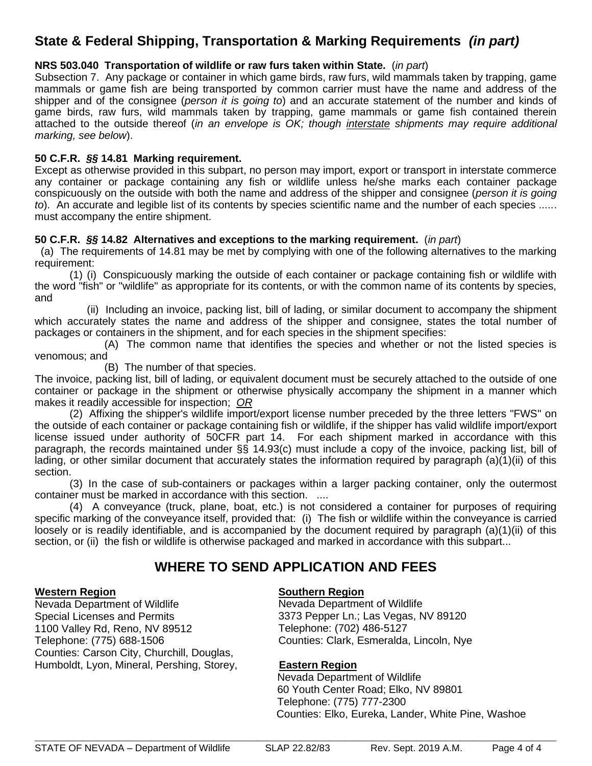# State & Federal Shipping, Transportation & Marking Requirements *(in part)*

**NRS 503.040 Transportation of wildlife or raw furs taken within State.** (*in part*)
Subsection 7. Any package or container in which game birds, raw furs, wild mammals taken by trapping, game mammals or game fish are being transported by common carrier must have the name and address of the shipper and of the consignee (*person it is going to*) and an accurate statement of the number and kinds of game birds, raw furs, wild mammals taken by trapping, game mammals or game fish contained therein attached to the outside thereof (*in an envelope is OK; though <u>interstate</u> shipments may require additional marking, see below*).

**50 C.F.R. *§§* 14.81 Marking requirement.**
Except as otherwise provided in this subpart, no person may import, export or transport in interstate commerce any container or package containing any fish or wildlife unless he/she marks each container package conspicuously on the outside with both the name and address of the shipper and consignee (*person it is going to*). An accurate and legible list of its contents by species scientific name and the number of each species ...... must accompany the entire shipment.

**50 C.F.R. *§§* 14.82 Alternatives and exceptions to the marking requirement.** (*in part*)
(a) The requirements of 14.81 may be met by complying with one of the following alternatives to the marking requirement:

(1) (i) Conspicuously marking the outside of each container or package containing fish or wildlife with the word "fish" or "wildlife" as appropriate for its contents, or with the common name of its contents by species, and

(ii) Including an invoice, packing list, bill of lading, or similar document to accompany the shipment which accurately states the name and address of the shipper and consignee, states the total number of packages or containers in the shipment, and for each species in the shipment specifies:

(A) The common name that identifies the species and whether or not the listed species is venomous; and

(B) The number of that species.

The invoice, packing list, bill of lading, or equivalent document must be securely attached to the outside of one container or package in the shipment or otherwise physically accompany the shipment in a manner which makes it readily accessible for inspection; *<u>OR</u>*

(2) Affixing the shipper's wildlife import/export license number preceded by the three letters "FWS" on the outside of each container or package containing fish or wildlife, if the shipper has valid wildlife import/export license issued under authority of 50CFR part 14. For each shipment marked in accordance with this paragraph, the records maintained under §§ 14.93(c) must include a copy of the invoice, packing list, bill of lading, or other similar document that accurately states the information required by paragraph (a)(1)(ii) of this section.

(3) In the case of sub-containers or packages within a larger packing container, only the outermost container must be marked in accordance with this section. ....

(4) A conveyance (truck, plane, boat, etc.) is not considered a container for purposes of requiring specific marking of the conveyance itself, provided that: (i) The fish or wildlife within the conveyance is carried loosely or is readily identifiable, and is accompanied by the document required by paragraph (a)(1)(ii) of this section, or (ii) the fish or wildlife is otherwise packaged and marked in accordance with this subpart...

## WHERE TO SEND APPLICATION AND FEES

**<u>Western Region</u>**
Nevada Department of Wildlife
Special Licenses and Permits
1100 Valley Rd, Reno, NV 89512
Telephone: (775) 688-1506
Counties: Carson City, Churchill, Douglas, Humboldt, Lyon, Mineral, Pershing, Storey,

**<u>Southern Region</u>**
Nevada Department of Wildlife
3373 Pepper Ln.; Las Vegas, NV 89120
Telephone: (702) 486-5127
Counties: Clark, Esmeralda, Lincoln, Nye

**<u>Eastern Region</u>**
Nevada Department of Wildlife
60 Youth Center Road; Elko, NV 89801
Telephone: (775) 777-2300
Counties: Elko, Eureka, Lander, White Pine, Washoe

STATE OF NEVADA – Department of Wildlife SLAP 22.82/83 Rev. Sept. 2019 A.M.